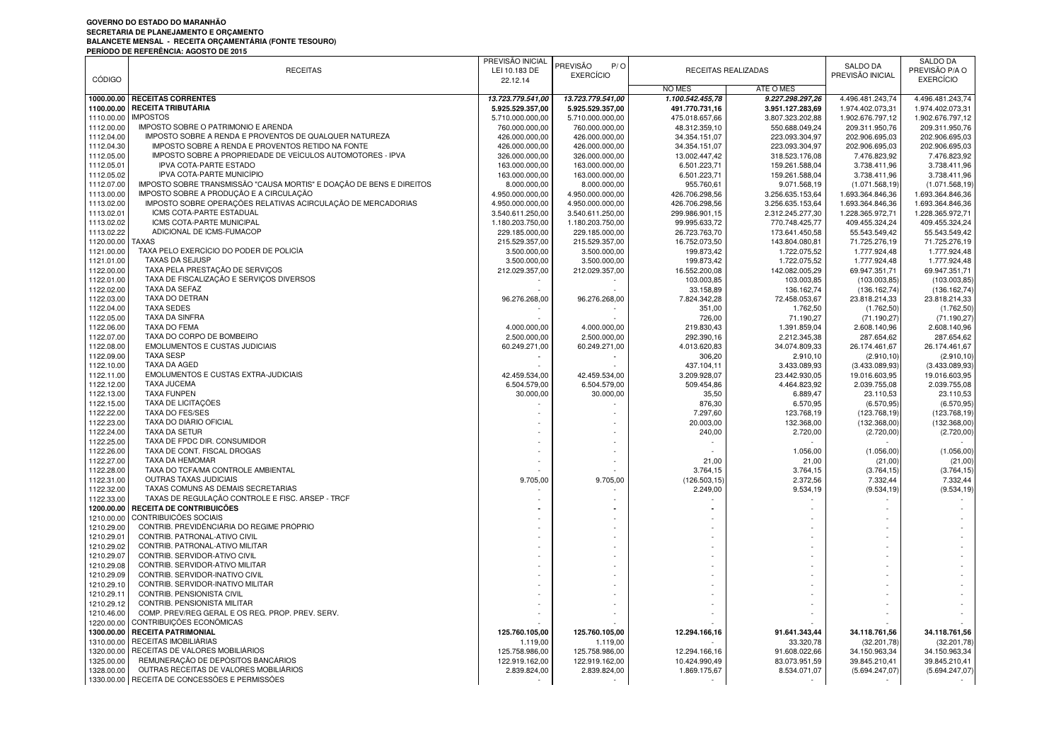**GOVERNO DO ESTADO DO MARANHÃO**
**SECRETARIA DE PLANEJAMENTO E ORÇAMENTO**
**BALANCETE MENSAL - RECEITA ORÇAMENTÁRIA (FONTE TESOURO)**
**PERÍODO DE REFERÊNCIA: AGOSTO DE 2015**

| CÓDIGO | RECEITAS | PREVISÃO INICIAL LEI 10.183 DE 22.12.14 | PREVISÃO P/O EXERCÍCIO | RECEITAS REALIZADAS | | SALDO DA PREVISÃO INICIAL | SALDO DA PREVISÃO P/A O EXERCÍCIO |
|---|---|---|---|---|---|---|---|
| | | | | NO MÊS | ATÉ O MÊS | | |
| **1000.00.00** | **RECEITAS CORRENTES** | ***13.723.779.541,00*** | ***13.723.779.541,00*** | ***1.100.542.455,78*** | ***9.227.298.297,26*** | 4.496.481.243,74 | 4.496.481.243,74 |
| **1100.00.00** | **RECEITA TRIBUTÁRIA** | **5.925.529.357,00** | **5.925.529.357,00** | **491.770.731,16** | **3.951.127.283,69** | 1.974.402.073,31 | 1.974.402.073,31 |
| 1110.00.00 | IMPOSTOS | 5.710.000.000,00 | 5.710.000.000,00 | 475.018.657,66 | 3.807.323.202,88 | 1.902.676.797,12 | 1.902.676.797,12 |
| 1112.00.00 | IMPOSTO SOBRE O PATRIMONIO E ARENDA | 760.000.000,00 | 760.000.000,00 | 48.312.359,10 | 550.688.049,24 | 209.311.950,76 | 209.311.950,76 |
| 1112.04.00 | IMPOSTO SOBRE A RENDA E PROVENTOS DE QUALQUER NATUREZA | 426.000.000,00 | 426.000.000,00 | 34.354.151,07 | 223.093.304,97 | 202.906.695,03 | 202.906.695,03 |
| 1112.04.30 | IMPOSTO SOBRE A RENDA E PROVENTOS RETIDO NA FONTE | 426.000.000,00 | 426.000.000,00 | 34.354.151,07 | 223.093.304,97 | 202.906.695,03 | 202.906.695,03 |
| 1112.05.00 | IMPOSTO SOBRE A PROPRIEDADE DE VEÍCULOS AUTOMOTORES - IPVA | 326.000.000,00 | 326.000.000,00 | 13.002.447,42 | 318.523.176,08 | 7.476.823,92 | 7.476.823,92 |
| 1112.05.01 | IPVA COTA-PARTE ESTADO | 163.000.000,00 | 163.000.000,00 | 6.501.223,71 | 159.261.588,04 | 3.738.411,96 | 3.738.411,96 |
| 1112.05.02 | IPVA COTA-PARTE MUNICÍPIO | 163.000.000,00 | 163.000.000,00 | 6.501.223,71 | 159.261.588,04 | 3.738.411,96 | 3.738.411,96 |
| 1112.07.00 | IMPOSTO SOBRE TRANSMISSÃO "CAUSA MORTIS" E DOAÇÃO DE BENS E DIREITOS | 8.000.000,00 | 8.000.000,00 | 955.760,61 | 9.071.568,19 | (1.071.568,19) | (1.071.568,19) |
| 1113.00.00 | IMPOSTO SOBRE A PRODUÇÃO E A CIRCULAÇÃO | 4.950.000.000,00 | 4.950.000.000,00 | 426.706.298,56 | 3.256.635.153,64 | 1.693.364.846,36 | 1.693.364.846,36 |
| 1113.02.00 | IMPOSTO SOBRE OPERAÇÕES RELATIVAS ACIRCULAÇÃO DE MERCADORIAS | 4.950.000.000,00 | 4.950.000.000,00 | 426.706.298,56 | 3.256.635.153,64 | 1.693.364.846,36 | 1.693.364.846,36 |
| 1113.02.01 | ICMS COTA-PARTE ESTADUAL | 3.540.611.250,00 | 3.540.611.250,00 | 299.986.901,15 | 2.312.245.277,30 | 1.228.365.972,71 | 1.228.365.972,71 |
| 1113.02.02 | ICMS COTA-PARTE MUNICIPAL | 1.180.203.750,00 | 1.180.203.750,00 | 99.995.633,72 | 770.748.425,77 | 409.455.324,24 | 409.455.324,24 |
| 1113.02.22 | ADICIONAL DE ICMS-FUMACOP | 229.185.000,00 | 229.185.000,00 | 26.723.763,70 | 173.641.450,58 | 55.543.549,42 | 55.543.549,42 |
| 1120.00.00 | TAXAS | 215.529.357,00 | 215.529.357,00 | 16.752.073,50 | 143.804.080,81 | 71.725.276,19 | 71.725.276,19 |
| 1121.00.00 | TAXA PELO EXERCÍCIO DO PODER DE POLICÍA | 3.500.000,00 | 3.500.000,00 | 199.873,42 | 1.722.075,52 | 1.777.924,48 | 1.777.924,48 |
| 1121.01.00 | TAXAS DA SEJUSP | 3.500.000,00 | 3.500.000,00 | 199.873,42 | 1.722.075,52 | 1.777.924,48 | 1.777.924,48 |
| 1122.00.00 | TAXA PELA PRESTAÇÃO DE SERVIÇOS | 212.029.357,00 | 212.029.357,00 | 16.552.200,08 | 142.082.005,29 | 69.947.351,71 | 69.947.351,71 |
| 1122.01.00 | TAXA DE FISCALIZAÇÃO E SERVIÇOS DIVERSOS | - | - | 103.003,85 | 103.003,85 | (103.003,85) | (103.003,85) |
| 1122.02.00 | TAXA DA SEFAZ | - | - | 33.158,89 | 136.162,74 | (136.162,74) | (136.162,74) |
| 1122.03.00 | TAXA DO DETRAN | 96.276.268,00 | 96.276.268,00 | 7.824.342,28 | 72.458.053,67 | 23.818.214,33 | 23.818.214,33 |
| 1122.04.00 | TAXA SEDES | - | - | 351,00 | 1.762,50 | (1.762,50) | (1.762,50) |
| 1122.05.00 | TAXA DA SINFRA | - | - | 726,00 | 71.190,27 | (71.190,27) | (71.190,27) |
| 1122.06.00 | TAXA DO FEMA | 4.000.000,00 | 4.000.000,00 | 219.830,43 | 1.391.859,04 | 2.608.140,96 | 2.608.140,96 |
| 1122.07.00 | TAXA DO CORPO DE BOMBEIRO | 2.500.000,00 | 2.500.000,00 | 292.390,16 | 2.212.345,38 | 287.654,62 | 287.654,62 |
| 1122.08.00 | EMOLUMENTOS E CUSTAS JUDICIAIS | 60.249.271,00 | 60.249.271,00 | 4.013.620,83 | 34.074.809,33 | 26.174.461,67 | 26.174.461,67 |
| 1122.09.00 | TAXA SESP | - | - | 306,20 | 2.910,10 | (2.910,10) | (2.910,10) |
| 1122.10.00 | TAXA DA AGED | - | - | 437.104,11 | 3.433.089,93 | (3.433.089,93) | (3.433.089,93) |
| 1122.11.00 | EMOLUMENTOS E CUSTAS EXTRA-JUDICIAIS | 42.459.534,00 | 42.459.534,00 | 3.209.928,07 | 23.442.930,05 | 19.016.603,95 | 19.016.603,95 |
| 1122.12.00 | TAXA JUCEMA | 6.504.579,00 | 6.504.579,00 | 509.454,86 | 4.464.823,92 | 2.039.755,08 | 2.039.755,08 |
| 1122.13.00 | TAXA FUNPEN | 30.000,00 | 30.000,00 | 35,50 | 6.889,47 | 23.110,53 | 23.110,53 |
| 1122.15.00 | TAXA DE LICITAÇÕES | - | - | 876,30 | 6.570,95 | (6.570,95) | (6.570,95) |
| 1122.22.00 | TAXA DO FES/SES | - | - | 7.297,60 | 123.768,19 | (123.768,19) | (123.768,19) |
| 1122.23.00 | TAXA DO DIÁRIO OFICIAL | - | - | 20.003,00 | 132.368,00 | (132.368,00) | (132.368,00) |
| 1122.24.00 | TAXA DA SETUR | - | - | 240,00 | 2.720,00 | (2.720,00) | (2.720,00) |
| 1122.25.00 | TAXA DE FPDC DIR. CONSUMIDOR | - | - | - | - | - | - |
| 1122.26.00 | TAXA DE CONT. FISCAL DROGAS | - | - | - | 1.056,00 | (1.056,00) | (1.056,00) |
| 1122.27.00 | TAXA DA HEMOMAR | - | - | 21,00 | 21,00 | (21,00) | (21,00) |
| 1122.28.00 | TAXA DO TCFA/MA CONTROLE AMBIENTAL | - | - | 3.764,15 | 3.764,15 | (3.764,15) | (3.764,15) |
| 1122.31.00 | OUTRAS TAXAS JUDICIAIS | 9.705,00 | 9.705,00 | (126.503,15) | 2.372,56 | 7.332,44 | 7.332,44 |
| 1122.32.00 | TAXAS COMUNS AS DEMAIS SECRETARIAS | - | - | 2.249,00 | 9.534,19 | (9.534,19) | (9.534,19) |
| 1122.33.00 | TAXAS DE REGULAÇÃO CONTROLE E FISC. ARSEP - TRCF | - | - | - | - | - | - |
| **1200.00.00** | **RECEITA DE CONTRIBUIÇÕES** | **-** | **-** | **-** | - | - | - |
| 1210.00.00 | CONTRIBUICÕES SOCIAIS | - | - | - | - | - | - |
| 1210.29.00 | CONTRIB. PREVIDÊNCIÁRIA DO REGIME PRÓPRIO | - | - | - | - | - | - |
| 1210.29.01 | CONTRIB. PATRONAL-ATIVO CIVIL | - | - | - | - | - | - |
| 1210.29.02 | CONTRIB. PATRONAL-ATIVO MILITAR | - | - | - | - | - | - |
| 1210.29.07 | CONTRIB. SERVIDOR-ATIVO CIVIL | - | - | - | - | - | - |
| 1210.29.08 | CONTRIB. SERVIDOR-ATIVO MILITAR | - | - | - | - | - | - |
| 1210.29.09 | CONTRIB. SERVIDOR-INATIVO CIVIL | - | - | - | - | - | - |
| 1210.29.10 | CONTRIB. SERVIDOR-INATIVO MILITAR | - | - | - | - | - | - |
| 1210.29.11 | CONTRIB. PENSIONISTA CIVIL | - | - | - | - | - | - |
| 1210.29.12 | CONTRIB. PENSIONISTA MILITAR | - | - | - | - | - | - |
| 1210.46.00 | COMP. PREV/REG GERAL E OS REG. PROP. PREV. SERV. | - | - | - | - | - | - |
| 1220.00.00 | CONTRIBUIÇÕES ECONÔMICAS | - | - | - | - | - | - |
| **1300.00.00** | **RECEITA PATRIMONIAL** | **125.760.105,00** | **125.760.105,00** | **12.294.166,16** | **91.641.343,44** | **34.118.761,56** | **34.118.761,56** |
| 1310.00.00 | RECEITAS IMOBILIÁRIAS | 1.119,00 | 1.119,00 | - | 33.320,78 | (32.201,78) | (32.201,78) |
| 1320.00.00 | RECEITAS DE VALORES MOBILIÁRIOS | 125.758.986,00 | 125.758.986,00 | 12.294.166,16 | 91.608.022,66 | 34.150.963,34 | 34.150.963,34 |
| 1325.00.00 | REMUNERAÇÃO DE DEPÓSITOS BANCÁRIOS | 122.919.162,00 | 122.919.162,00 | 10.424.990,49 | 83.073.951,59 | 39.845.210,41 | 39.845.210,41 |
| 1328.00.00 | OUTRAS RECEITAS DE VALORES MOBILIÁRIOS | 2.839.824,00 | 2.839.824,00 | 1.869.175,67 | 8.534.071,07 | (5.694.247,07) | (5.694.247,07) |
| 1330.00.00 | RECEITA DE CONCESSÕES E PERMISSÕES | - | - | - | - | - | - |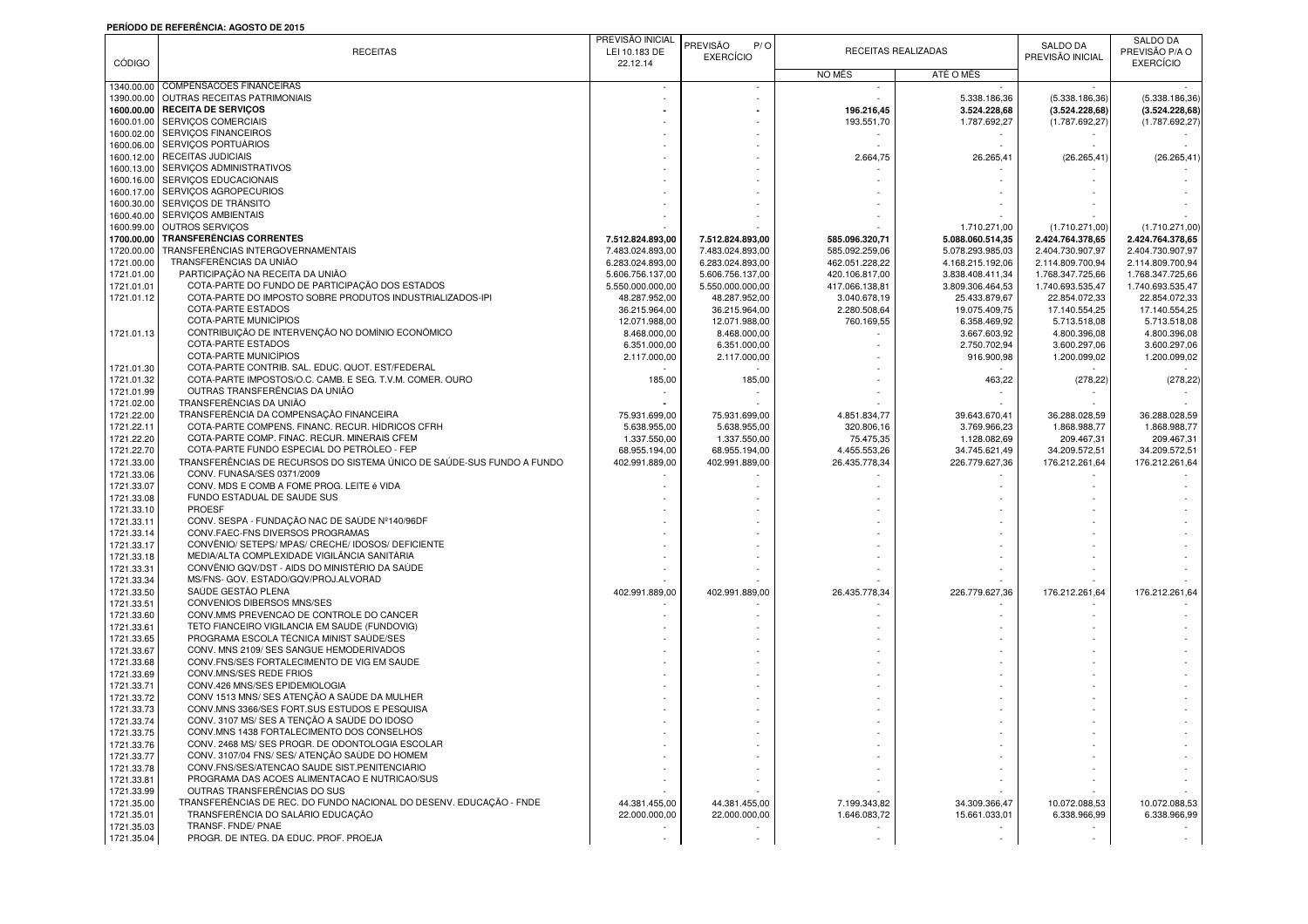**PERÍODO DE REFERÊNCIA: AGOSTO DE 2015**

| CÓDIGO | RECEITAS | PREVISÃO INICIAL LEI 10.183 DE 22.12.14 | PREVISÃO P/ O EXERCÍCIO | RECEITAS REALIZADAS | | SALDO DA PREVISÃO INICIAL | SALDO DA PREVISÃO P/A O EXERCÍCIO |
|---|---|---|---|---|---|---|---|
| | | | | NO MÊS | ATÉ O MÊS | | |
| 1340.00.00 | COMPENSACOES FINANCEIRAS | - | - | - | - | - | - |
| 1390.00.00 | OUTRAS RECEITAS PATRIMONIAIS | - | - | - | 5.338.186,36 | (5.338.186,36) | (5.338.186,36) |
| **1600.00.00** | **RECEITA DE SERVIÇOS** | **-** | **-** | **196.216,45** | **3.524.228,68** | **(3.524.228,68)** | **(3.524.228,68)** |
| 1600.01.00 | SERVIÇOS COMERCIAIS | - | - | 193.551,70 | 1.787.692,27 | (1.787.692,27) | (1.787.692,27) |
| 1600.02.00 | SERVIÇOS FINANCEIROS | - | - | - | - | - | - |
| 1600.06.00 | SERVIÇOS PORTUÁRIOS | - | - | - | - | - | - |
| 1600.12.00 | RECEITAS JUDICIAIS | - | - | 2.664,75 | 26.265,41 | (26.265,41) | (26.265,41) |
| 1600.13.00 | SERVIÇOS ADMINISTRATIVOS | - | - | - | - | - | - |
| 1600.16.00 | SERVIÇOS EDUCACIONAIS | - | - | - | - | - | - |
| 1600.17.00 | SERVIÇOS AGROPECURIOS | - | - | - | - | - | - |
| 1600.30.00 | SERVIÇOS DE TRÂNSITO | - | - | - | - | - | - |
| 1600.40.00 | SERVIÇOS AMBIENTAIS | - | - | - | - | - | - |
| 1600.99.00 | OUTROS SERVIÇOS | - | - | - | 1.710.271,00 | (1.710.271,00) | (1.710.271,00) |
| **1700.00.00** | **TRANSFERÊNCIAS CORRENTES** | **7.512.824.893,00** | **7.512.824.893,00** | **585.096.320,71** | **5.088.060.514,35** | **2.424.764.378,65** | **2.424.764.378,65** |
| 1720.00.00 | TRANSFERÊNCIAS INTERGOVERNAMENTAIS | 7.483.024.893,00 | 7.483.024.893,00 | 585.092.259,06 | 5.078.293.985,03 | 2.404.730.907,97 | 2.404.730.907,97 |
| 1721.00.00 | TRANSFERÊNCIAS DA UNIÃO | 6.283.024.893,00 | 6.283.024.893,00 | 462.051.228,22 | 4.168.215.192,06 | 2.114.809.700,94 | 2.114.809.700,94 |
| 1721.01.00 | PARTICIPAÇÃO NA RECEITA DA UNIÃO | 5.606.756.137,00 | 5.606.756.137,00 | 420.106.817,00 | 3.838.408.411,34 | 1.768.347.725,66 | 1.768.347.725,66 |
| 1721.01.01 | COTA-PARTE DO FUNDO DE PARTICIPAÇÃO DOS ESTADOS | 5.550.000.000,00 | 5.550.000.000,00 | 417.066.138,81 | 3.809.306.464,53 | 1.740.693.535,47 | 1.740.693.535,47 |
| 1721.01.12 | COTA-PARTE DO IMPOSTO SOBRE PRODUTOS INDUSTRIALIZADOS-IPI | 48.287.952,00 | 48.287.952,00 | 3.040.678,19 | 25.433.879,67 | 22.854.072,33 | 22.854.072,33 |
| | COTA-PARTE ESTADOS | 36.215.964,00 | 36.215.964,00 | 2.280.508,64 | 19.075.409,75 | 17.140.554,25 | 17.140.554,25 |
| | COTA-PARTE MUNICÍPIOS | 12.071.988,00 | 12.071.988,00 | 760.169,55 | 6.358.469,92 | 5.713.518,08 | 5.713.518,08 |
| 1721.01.13 | CONTRIBUIÇÃO DE INTERVENÇÃO NO DOMÍNIO ECONÔMICO | 8.468.000,00 | 8.468.000,00 | - | 3.667.603,92 | 4.800.396,08 | 4.800.396,08 |
| | COTA-PARTE ESTADOS | 6.351.000,00 | 6.351.000,00 | - | 2.750.702,94 | 3.600.297,06 | 3.600.297,06 |
| | COTA-PARTE MUNICÍPIOS | 2.117.000,00 | 2.117.000,00 | - | 916.900,98 | 1.200.099,02 | 1.200.099,02 |
| 1721.01.30 | COTA-PARTE CONTRIB. SAL. EDUC. QUOT. EST/FEDERAL | - | - | - | - | - | - |
| 1721.01.32 | COTA-PARTE IMPOSTOS/O.C. CAMB. E SEG. T.V.M. COMER. OURO | 185,00 | 185,00 | - | 463,22 | (278,22) | (278,22) |
| 1721.01.99 | OUTRAS TRANSFERÊNCIAS DA UNIÃO | - | - | - | - | - | - |
| 1721.02.00 | TRANSFERÊNCIAS DA UNIÃO | - | - | - | - | - | - |
| 1721.22.00 | TRANSFERÊNCIA DA COMPENSAÇÃO FINANCEIRA | 75.931.699,00 | 75.931.699,00 | 4.851.834,77 | 39.643.670,41 | 36.288.028,59 | 36.288.028,59 |
| 1721.22.11 | COTA-PARTE COMPENS. FINANC. RECUR. HÍDRICOS CFRH | 5.638.955,00 | 5.638.955,00 | 320.806,16 | 3.769.966,23 | 1.868.988,77 | 1.868.988,77 |
| 1721.22.20 | COTA-PARTE COMP. FINAC. RECUR. MINERAIS CFEM | 1.337.550,00 | 1.337.550,00 | 75.475,35 | 1.128.082,69 | 209.467,31 | 209.467,31 |
| 1721.22.70 | COTA-PARTE FUNDO ESPECIAL DO PETRÓLEO - FEP | 68.955.194,00 | 68.955.194,00 | 4.455.553,26 | 34.745.621,49 | 34.209.572,51 | 34.209.572,51 |
| 1721.33.00 | TRANSFERÊNCIAS DE RECURSOS DO SISTEMA ÚNICO DE SAÚDE-SUS FUNDO A FUNDO | 402.991.889,00 | 402.991.889,00 | 26.435.778,34 | 226.779.627,36 | 176.212.261,64 | 176.212.261,64 |
| 1721.33.06 | CONV. FUNASA/SES 0371/2009 | - | - | - | - | - | - |
| 1721.33.07 | CONV. MDS E COMB A FOME PROG. LEITE é VIDA | - | - | - | - | - | - |
| 1721.33.08 | FUNDO ESTADUAL DE SAUDE SUS | - | - | - | - | - | - |
| 1721.33.10 | PROESF | - | - | - | - | - | - |
| 1721.33.11 | CONV. SESPA - FUNDAÇÃO NAC DE SAÚDE Nº140/96DF | - | - | - | - | - | - |
| 1721.33.14 | CONV.FAEC-FNS DIVERSOS PROGRAMAS | - | - | - | - | - | - |
| 1721.33.17 | CONVÊNIO/ SETEPS/ MPAS/ CRECHE/ IDOSOS/ DEFICIENTE | - | - | - | - | - | - |
| 1721.33.18 | MEDIA/ALTA COMPLEXIDADE VIGILÂNCIA SANITÁRIA | - | - | - | - | - | - |
| 1721.33.31 | CONVÊNIO GQV/DST - AIDS DO MINISTÉRIO DA SAÚDE | - | - | - | - | - | - |
| 1721.33.34 | MS/FNS- GOV. ESTADO/GQV/PROJ.ALVORAD | - | - | - | - | - | - |
| 1721.33.50 | SAÚDE GESTÃO PLENA | 402.991.889,00 | 402.991.889,00 | 26.435.778,34 | 226.779.627,36 | 176.212.261,64 | 176.212.261,64 |
| 1721.33.51 | CONVENIOS DIBERSOS MNS/SES | - | - | - | - | - | - |
| 1721.33.60 | CONV.MMS PREVENCAO DE CONTROLE DO CANCER | - | - | - | - | - | - |
| 1721.33.61 | TETO FIANCEIRO VIGILANCIA EM SAUDE (FUNDOVIG) | - | - | - | - | - | - |
| 1721.33.65 | PROGRAMA ESCOLA TÉCNICA MINIST SAÚDE/SES | - | - | - | - | - | - |
| 1721.33.67 | CONV. MNS 2109/ SES SANGUE HEMODERIVADOS | - | - | - | - | - | - |
| 1721.33.68 | CONV.FNS/SES FORTALECIMENTO DE VIG EM SAUDE | - | - | - | - | - | - |
| 1721.33.69 | CONV.MNS/SES REDE FRIOS | - | - | - | - | - | - |
| 1721.33.71 | CONV.426 MNS/SES EPIDEMIOLOGIA | - | - | - | - | - | - |
| 1721.33.72 | CONV 1513 MNS/ SES ATENÇÃO A SAUDE DA MULHER | - | - | - | - | - | - |
| 1721.33.73 | CONV.MNS 3366/SES FORT.SUS ESTUDOS E PESQUISA | - | - | - | - | - | - |
| 1721.33.74 | CONV. 3107 MS/ SES A TENÇÃO A SAÚDE DO IDOSO | - | - | - | - | - | - |
| 1721.33.75 | CONV.MNS 1438 FORTALECIMENTO DOS CONSELHOS | - | - | - | - | - | - |
| 1721.33.76 | CONV. 2468 MS/ SES PROGR. DE ODONTOLOGIA ESCOLAR | - | - | - | - | - | - |
| 1721.33.77 | CONV. 3107/04 FNS/ SES/ ATENÇÃO SAÚDE DO HOMEM | - | - | - | - | - | - |
| 1721.33.78 | CONV.FNS/SES/ATENCAO SAUDE SIST.PENITENCIARIO | - | - | - | - | - | - |
| 1721.33.81 | PROGRAMA DAS ACOES ALIMENTACAO E NUTRICAO/SUS | - | - | - | - | - | - |
| 1721.33.99 | OUTRAS TRANSFERÊNCIAS DO SUS | - | - | - | - | - | - |
| 1721.35.00 | TRANSFERÊNCIAS DE REC. DO FUNDO NACIONAL DO DESENV. EDUCAÇÃO - FNDE | 44.381.455,00 | 44.381.455,00 | 7.199.343,82 | 34.309.366,47 | 10.072.088,53 | 10.072.088,53 |
| 1721.35.01 | TRANSFERÊNCIA DO SALÁRIO EDUCAÇÃO | 22.000.000,00 | 22.000.000,00 | 1.646.083,72 | 15.661.033,01 | 6.338.966,99 | 6.338.966,99 |
| 1721.35.03 | TRANSF. FNDE/ PNAE | - | - | - | - | - | - |
| 1721.35.04 | PROGR. DE INTEG. DA EDUC. PROF. PROEJA | - | - | - | - | - | - |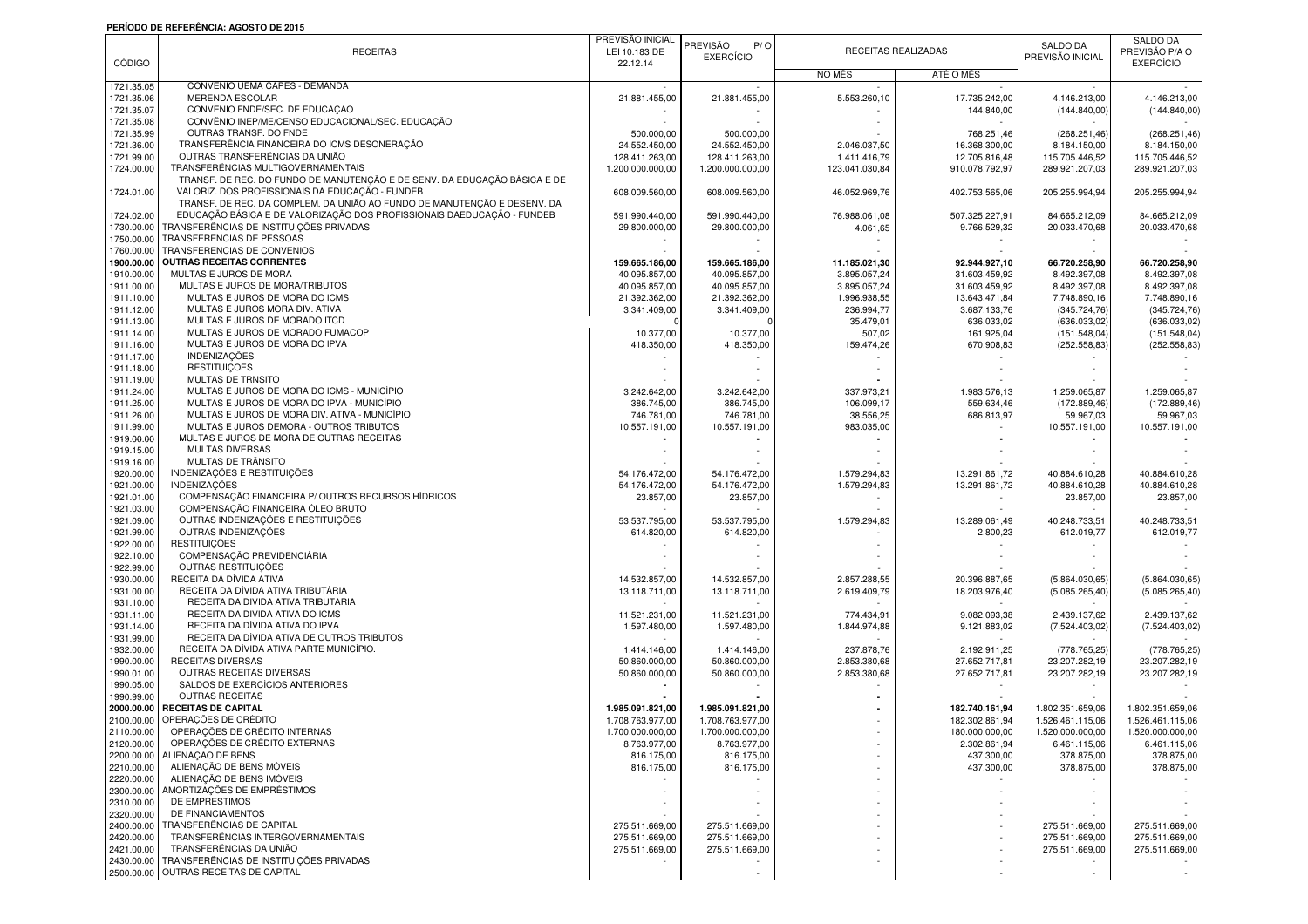**PERÍODO DE REFERÊNCIA: AGOSTO DE 2015**

| CÓDIGO | RECEITAS | PREVISÃO INICIAL LEI 10.183 DE 22.12.14 | PREVISÃO P/O EXERCÍCIO | RECEITAS REALIZADAS | | SALDO DA PREVISÃO INICIAL | SALDO DA PREVISÃO P/A O EXERCÍCIO |
|---|---|---|---|---|---|---|---|
| | | | | NO MÊS | ATÉ O MÊS | | |
| 1721.35.05 | CONVÊNIO UEMA CAPES - DEMANDA | - | - | - | - | - | - |
| 1721.35.06 | MERENDA ESCOLAR | 21.881.455,00 | 21.881.455,00 | 5.553.260,10 | 17.735.242,00 | 4.146.213,00 | 4.146.213,00 |
| 1721.35.07 | CONVÊNIO FNDE/SEC. DE EDUCAÇÃO | - | - | - | 144.840,00 | (144.840,00) | (144.840,00) |
| 1721.35.08 | CONVÊNIO INEP/ME/CENSO EDUCACIONAL/SEC. EDUCAÇÃO | - | - | - | - | - | - |
| 1721.35.99 | OUTRAS TRANSF. DO FNDE | 500.000,00 | 500.000,00 | - | 768.251,46 | (268.251,46) | (268.251,46) |
| 1721.36.00 | TRANSFERÊNCIA FINANCEIRA DO ICMS DESONERAÇÃO | 24.552.450,00 | 24.552.450,00 | 2.046.037,50 | 16.368.300,00 | 8.184.150,00 | 8.184.150,00 |
| 1721.99.00 | OUTRAS TRANSFERÊNCIAS DA UNIÃO | 128.411.263,00 | 128.411.263,00 | 1.411.416,79 | 12.705.816,48 | 115.705.446,52 | 115.705.446,52 |
| 1724.00.00 | TRANSFERÊNCIAS MULTIGOVERNAMENTAIS | 1.200.000.000,00 | 1.200.000.000,00 | 123.041.030,84 | 910.078.792,97 | 289.921.207,03 | 289.921.207,03 |
| 1724.01.00 | TRANSF. DE REC. DO FUNDO DE MANUTENÇÃO E DE SENV. DA EDUCAÇÃO BÁSICA E DE VALORIZ. DOS PROFISSIONAIS DA EDUCAÇÃO - FUNDEB | 608.009.560,00 | 608.009.560,00 | 46.052.969,76 | 402.753.565,06 | 205.255.994,94 | 205.255.994,94 |
| 1724.02.00 | TRANSF. DE REC. DA COMPLEM. DA UNIÃO AO FUNDO DE MANUTENÇÃO E DESENV. DA EDUCAÇÃO BÁSICA E DE VALORIZAÇÃO DOS PROFISSIONAIS DAEDUCAÇÃO - FUNDEB | 591.990.440,00 | 591.990.440,00 | 76.988.061,08 | 507.325.227,91 | 84.665.212,09 | 84.665.212,09 |
| 1730.00.00 | TRANSFERÊNCIAS DE INSTITUIÇÕES PRIVADAS | 29.800.000,00 | 29.800.000,00 | 4.061,65 | 9.766.529,32 | 20.033.470,68 | 20.033.470,68 |
| 1750.00.00 | TRANSFERÊNCIAS DE PESSOAS | - | - | - | - | - | - |
| 1760.00.00 | TRANSFERENCIAS DE CONVENIOS | - | - | - | - | - | - |
| **1900.00.00** | **OUTRAS RECEITAS CORRENTES** | **159.665.186,00** | **159.665.186,00** | **11.185.021,30** | **92.944.927,10** | **66.720.258,90** | **66.720.258,90** |
| 1910.00.00 | MULTAS E JUROS DE MORA | 40.095.857,00 | 40.095.857,00 | 3.895.057,24 | 31.603.459,92 | 8.492.397,08 | 8.492.397,08 |
| 1911.00.00 | MULTAS E JUROS DE MORA/TRIBUTOS | 40.095.857,00 | 40.095.857,00 | 3.895.057,24 | 31.603.459,92 | 8.492.397,08 | 8.492.397,08 |
| 1911.10.00 | MULTAS E JUROS DE MORA DO ICMS | 21.392.362,00 | 21.392.362,00 | 1.996.938,55 | 13.643.471,84 | 7.748.890,16 | 7.748.890,16 |
| 1911.12.00 | MULTAS E JUROS MORA DIV. ATIVA | 3.341.409,00 | 3.341.409,00 | 236.994,77 | 3.687.133,76 | (345.724,76) | (345.724,76) |
| 1911.13.00 | MULTAS E JUROS DE MORADO ITCD | 0 | 0 | 35.479,01 | 636.033,02 | (636.033,02) | (636.033,02) |
| 1911.14.00 | MULTAS E JUROS DE MORADO FUMACOP | 10.377,00 | 10.377,00 | 507,02 | 161.925,04 | (151.548,04) | (151.548,04) |
| 1911.16.00 | MULTAS E JUROS DE MORA DO IPVA | 418.350,00 | 418.350,00 | 159.474,26 | 670.908,83 | (252.558,83) | (252.558,83) |
| 1911.17.00 | INDENIZAÇÕES | - | - | - | - | - | - |
| 1911.18.00 | RESTITUIÇÕES | - | - | - | - | - | - |
| 1911.19.00 | MULTAS DE TRNSITO | - | - | - | - | - | - |
| 1911.24.00 | MULTAS E JUROS DE MORA DO ICMS - MUNICÍPIO | 3.242.642,00 | 3.242.642,00 | 337.973,21 | 1.983.576,13 | 1.259.065,87 | 1.259.065,87 |
| 1911.25.00 | MULTAS E JUROS DE MORA DO IPVA - MUNICÍPIO | 386.745,00 | 386.745,00 | 106.099,17 | 559.634,46 | (172.889,46) | (172.889,46) |
| 1911.26.00 | MULTAS E JUROS DE MORA DIV. ATIVA - MUNICÍPIO | 746.781,00 | 746.781,00 | 38.556,25 | 686.813,97 | 59.967,03 | 59.967,03 |
| 1911.99.00 | MULTAS E JUROS DEMORA - OUTROS TRIBUTOS | 10.557.191,00 | 10.557.191,00 | 983.035,00 | - | 10.557.191,00 | 10.557.191,00 |
| 1919.00.00 | MULTAS E JUROS DE MORA DE OUTRAS RECEITAS | - | - | - | - | - | - |
| 1919.15.00 | MULTAS DIVERSAS | - | - | - | - | - | - |
| 1919.16.00 | MULTAS DE TRÂNSITO | - | - | - | - | - | - |
| 1920.00.00 | INDENIZAÇÕES E RESTITUIÇÕES | 54.176.472,00 | 54.176.472,00 | 1.579.294,83 | 13.291.861,72 | 40.884.610,28 | 40.884.610,28 |
| 1921.00.00 | INDENIZAÇÕES | 54.176.472,00 | 54.176.472,00 | 1.579.294,83 | 13.291.861,72 | 40.884.610,28 | 40.884.610,28 |
| 1921.01.00 | COMPENSAÇÃO FINANCEIRA P/ OUTROS RECURSOS HÍDRICOS | 23.857,00 | 23.857,00 | - | - | 23.857,00 | 23.857,00 |
| 1921.03.00 | COMPENSAÇÃO FINANCEIRA ÓLEO BRUTO | - | - | - | - | - | - |
| 1921.09.00 | OUTRAS INDENIZAÇÕES E RESTITUIÇÕES | 53.537.795,00 | 53.537.795,00 | 1.579.294,83 | 13.289.061,49 | 40.248.733,51 | 40.248.733,51 |
| 1921.99.00 | OUTRAS INDENIZAÇÕES | 614.820,00 | 614.820,00 | - | 2.800,23 | 612.019,77 | 612.019,77 |
| 1922.00.00 | RESTITUIÇÕES | - | - | - | - | - | - |
| 1922.10.00 | COMPENSAÇÃO PREVIDENCIÁRIA | - | - | - | - | - | - |
| 1922.99.00 | OUTRAS RESTITUIÇÕES | - | - | - | - | - | - |
| 1930.00.00 | RECEITA DA DÍVIDA ATIVA | 14.532.857,00 | 14.532.857,00 | 2.857.288,55 | 20.396.887,65 | (5.864.030,65) | (5.864.030,65) |
| 1931.00.00 | RECEITA DA DÍVIDA ATIVA TRIBUTÁRIA | 13.118.711,00 | 13.118.711,00 | 2.619.409,79 | 18.203.976,40 | (5.085.265,40) | (5.085.265,40) |
| 1931.10.00 | RECEITA DA DIVIDA ATIVA TRIBUTARIA | - | - | - | - | - | - |
| 1931.11.00 | RECEITA DA DIVIDA ATIVA DO ICMS | 11.521.231,00 | 11.521.231,00 | 774.434,91 | 9.082.093,38 | 2.439.137,62 | 2.439.137,62 |
| 1931.14.00 | RECEITA DA DÍVIDA ATIVA DO IPVA | 1.597.480,00 | 1.597.480,00 | 1.844.974,88 | 9.121.883,02 | (7.524.403,02) | (7.524.403,02) |
| 1931.99.00 | RECEITA DA DÍVIDA ATIVA DE OUTROS TRIBUTOS | - | - | - | - | - | - |
| 1932.00.00 | RECEITA DA DÍVIDA ATIVA PARTE MUNICÍPIO. | 1.414.146,00 | 1.414.146,00 | 237.878,76 | 2.192.911,25 | (778.765,25) | (778.765,25) |
| 1990.00.00 | RECEITAS DIVERSAS | 50.860.000,00 | 50.860.000,00 | 2.853.380,68 | 27.652.717,81 | 23.207.282,19 | 23.207.282,19 |
| 1990.01.00 | OUTRAS RECEITAS DIVERSAS | 50.860.000,00 | 50.860.000,00 | 2.853.380,68 | 27.652.717,81 | 23.207.282,19 | 23.207.282,19 |
| 1990.05.00 | SALDOS DE EXERCÍCIOS ANTERIORES | - | - | - | - | - | - |
| 1990.99.00 | OUTRAS RECEITAS | - | - | - | - | - | - |
| **2000.00.00** | **RECEITAS DE CAPITAL** | **1.985.091.821,00** | **1.985.091.821,00** | **-** | **182.740.161,94** | **1.802.351.659,06** | **1.802.351.659,06** |
| 2100.00.00 | OPERAÇÕES DE CRÉDITO | 1.708.763.977,00 | 1.708.763.977,00 | - | 182.302.861,94 | 1.526.461.115,06 | 1.526.461.115,06 |
| 2110.00.00 | OPERAÇÕES DE CRÉDITO INTERNAS | 1.700.000.000,00 | 1.700.000.000,00 | - | 180.000.000,00 | 1.520.000.000,00 | 1.520.000.000,00 |
| 2120.00.00 | OPERAÇÕES DE CRÉDITO EXTERNAS | 8.763.977,00 | 8.763.977,00 | - | 2.302.861,94 | 6.461.115,06 | 6.461.115,06 |
| 2200.00.00 | ALIENAÇÃO DE BENS | 816.175,00 | 816.175,00 | - | 437.300,00 | 378.875,00 | 378.875,00 |
| 2210.00.00 | ALIENAÇÃO DE BENS MÓVEIS | 816.175,00 | 816.175,00 | - | 437.300,00 | 378.875,00 | 378.875,00 |
| 2220.00.00 | ALIENAÇÃO DE BENS IMÓVEIS | - | - | - | - | - | - |
| 2300.00.00 | AMORTIZAÇÕES DE EMPRÉSTIMOS | - | - | - | - | - | - |
| 2310.00.00 | DE EMPRESTIMOS | - | - | - | - | - | - |
| 2320.00.00 | DE FINANCIAMENTOS | - | - | - | - | - | - |
| 2400.00.00 | TRANSFERÊNCIAS DE CAPITAL | 275.511.669,00 | 275.511.669,00 | - | - | 275.511.669,00 | 275.511.669,00 |
| 2420.00.00 | TRANSFERÊNCIAS INTERGOVERNAMENTAIS | 275.511.669,00 | 275.511.669,00 | - | - | 275.511.669,00 | 275.511.669,00 |
| 2421.00.00 | TRANSFERÊNCIAS DA UNIÃO | 275.511.669,00 | 275.511.669,00 | - | - | 275.511.669,00 | 275.511.669,00 |
| 2430.00.00 | TRANSFERÊNCIAS DE INSTITUIÇÕES PRIVADAS | - | - | - | - | - | - |
| 2500.00.00 | OUTRAS RECEITAS DE CAPITAL | | - | - | - | - | - |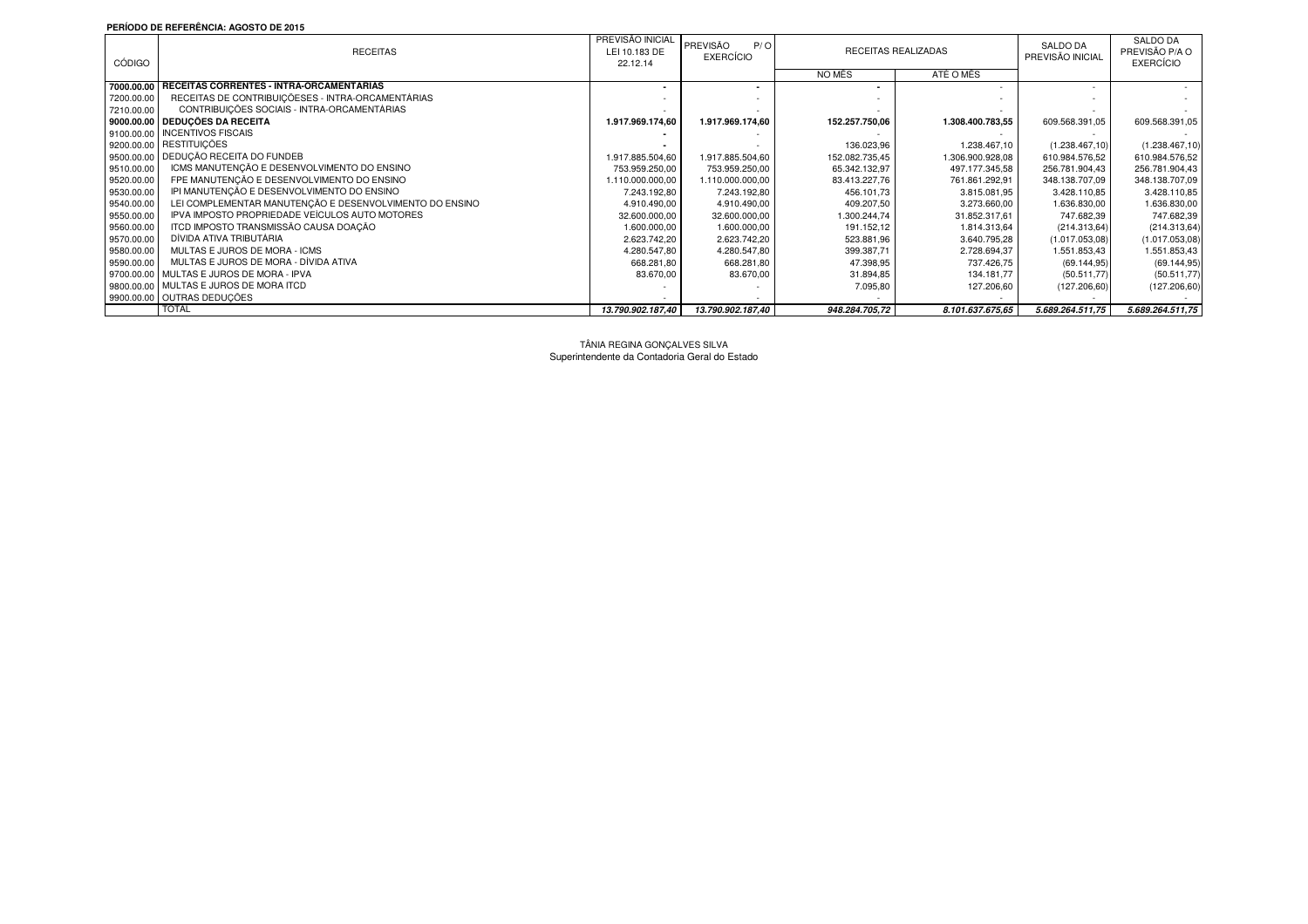**PERÍODO DE REFERÊNCIA: AGOSTO DE 2015**

| CÓDIGO | RECEITAS | PREVISÃO INICIAL LEI 10.183 DE 22.12.14 | PREVISÃO P/ O EXERCÍCIO | RECEITAS REALIZADAS | | SALDO DA PREVISÃO INICIAL | SALDO DA PREVISÃO P/A O EXERCÍCIO |
|---|---|---|---|---|---|---|---|
| | | | | NO MÊS | ATÉ O MÊS | | |
| **7000.00.00** | **RECEITAS CORRENTES - INTRA-ORCAMENTÁRIAS** | **-** | **-** | **-** | - | - | - |
| 7200.00.00 | RECEITAS DE CONTRIBUIÇÕESES - INTRA-ORCAMENTÁRIAS | - | - | - | - | - | - |
| 7210.00.00 | CONTRIBUIÇÕES SOCIAIS - INTRA-ORCAMENTÁRIAS | - | - | - | - | - | - |
| **9000.00.00** | **DEDUÇÕES DA RECEITA** | **1.917.969.174,60** | **1.917.969.174,60** | **152.257.750,06** | **1.308.400.783,55** | 609.568.391,05 | 609.568.391,05 |
| 9100.00.00 | INCENTIVOS FISCAIS | **-** | - | - | - | - | - |
| 9200.00.00 | RESTITUIÇÕES | **-** | - | 136.023,96 | 1.238.467,10 | (1.238.467,10) | (1.238.467,10) |
| 9500.00.00 | DEDUÇÃO RECEITA DO FUNDEB | 1.917.885.504,60 | 1.917.885.504,60 | 152.082.735,45 | 1.306.900.928,08 | 610.984.576,52 | 610.984.576,52 |
| 9510.00.00 | ICMS MANUTENÇÃO E DESENVOLVIMENTO DO ENSINO | 753.959.250,00 | 753.959.250,00 | 65.342.132,97 | 497.177.345,58 | 256.781.904,43 | 256.781.904,43 |
| 9520.00.00 | FPE MANUTENÇÃO E DESENVOLVIMENTO DO ENSINO | 1.110.000.000,00 | 1.110.000.000,00 | 83.413.227,76 | 761.861.292,91 | 348.138.707,09 | 348.138.707,09 |
| 9530.00.00 | IPI MANUTENÇÃO E DESENVOLVIMENTO DO ENSINO | 7.243.192,80 | 7.243.192,80 | 456.101,73 | 3.815.081,95 | 3.428.110,85 | 3.428.110,85 |
| 9540.00.00 | LEI COMPLEMENTAR MANUTENÇÃO E DESENVOLVIMENTO DO ENSINO | 4.910.490,00 | 4.910.490,00 | 409.207,50 | 3.273.660,00 | 1.636.830,00 | 1.636.830,00 |
| 9550.00.00 | IPVA IMPOSTO PROPRIEDADE VEÍCULOS AUTO MOTORES | 32.600.000,00 | 32.600.000,00 | 1.300.244,74 | 31.852.317,61 | 747.682,39 | 747.682,39 |
| 9560.00.00 | ITCD IMPOSTO TRANSMISSÃO CAUSA DOAÇÃO | 1.600.000,00 | 1.600.000,00 | 191.152,12 | 1.814.313,64 | (214.313,64) | (214.313,64) |
| 9570.00.00 | DÍVIDA ATIVA TRIBUTÁRIA | 2.623.742,20 | 2.623.742,20 | 523.881,96 | 3.640.795,28 | (1.017.053,08) | (1.017.053,08) |
| 9580.00.00 | MULTAS E JUROS DE MORA - ICMS | 4.280.547,80 | 4.280.547,80 | 399.387,71 | 2.728.694,37 | 1.551.853,43 | 1.551.853,43 |
| 9590.00.00 | MULTAS E JUROS DE MORA - DÍVIDA ATIVA | 668.281,80 | 668.281,80 | 47.398,95 | 737.426,75 | (69.144,95) | (69.144,95) |
| 9700.00.00 | MULTAS E JUROS DE MORA - IPVA | 83.670,00 | 83.670,00 | 31.894,85 | 134.181,77 | (50.511,77) | (50.511,77) |
| 9800.00.00 | MULTAS E JUROS DE MORA ITCD | - | - | 7.095,80 | 127.206,60 | (127.206,60) | (127.206,60) |
| 9900.00.00 | OUTRAS DEDUÇÕES | - | - | - | - | - | - |
| | TOTAL | *13.790.902.187,40* | *13.790.902.187,40* | *948.284.705,72* | *8.101.637.675,65* | *5.689.264.511,75* | *5.689.264.511,75* |

TÂNIA REGINA GONÇALVES SILVA
Superintendente da Contadoria Geral do Estado